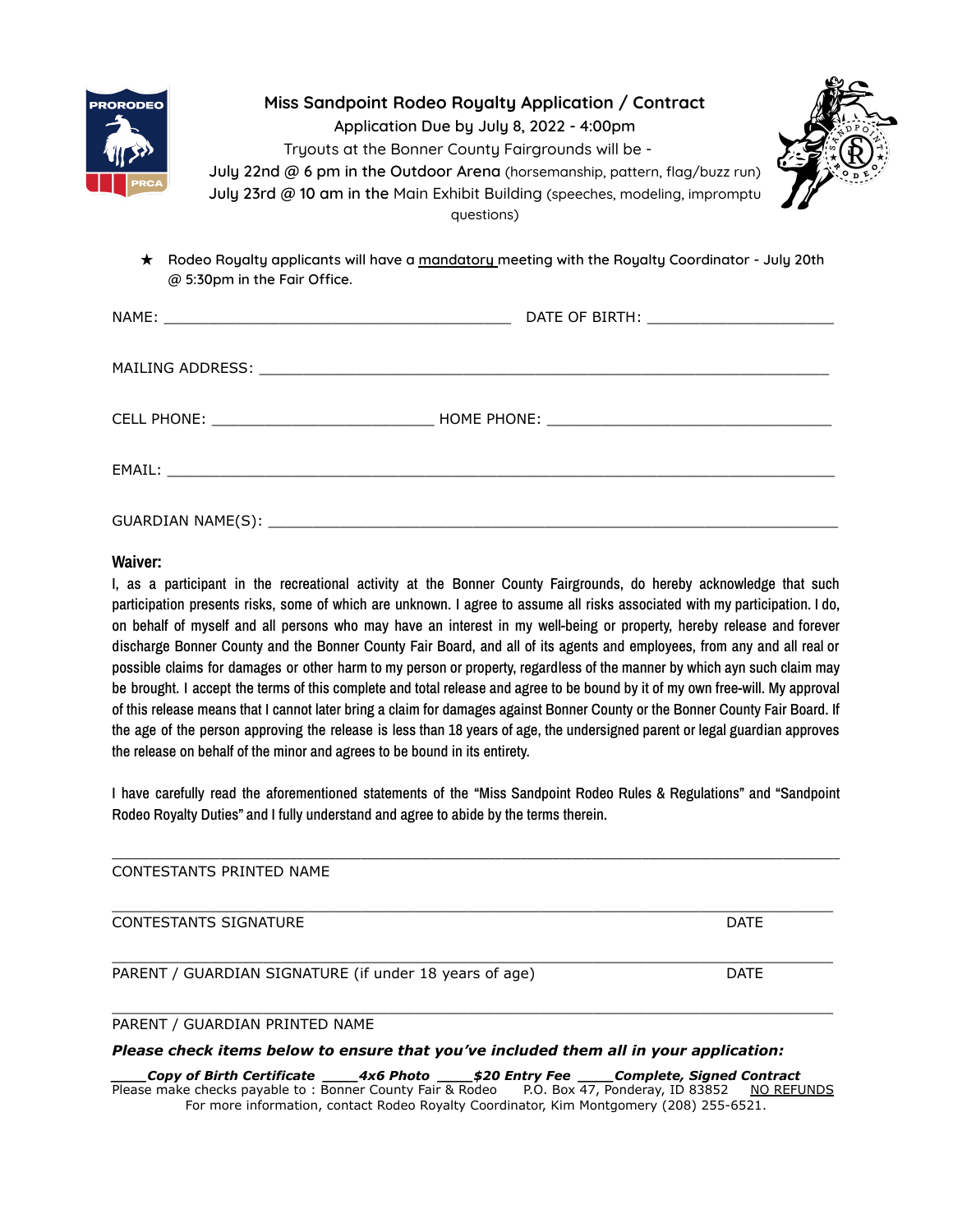# Miss Sandpoint Rodeo Royalty Application / Contract

Application Due by July 8, 2022 - 4:00pm

Tryouts at the Bonner County Fairgrounds will be -

July 22nd @ 6 pm in the Outdoor Arena (horsemanship, pattern, flag/buzz run)

July 23rd @ 10 am in the Main Exhibit Building (speeches, modeling, impromptu questions)

★ Rodeo Royalty applicants will have a mandatory meeting with the Royalty Coordinator - July 20th @ 5:30pm in the Fair Office.

NAME: ____________________________________________ DATE OF BIRTH: _______________________

MAILING ADDRESS: ______________________________________________________________________

CELL PHONE: ____________________________ HOME PHONE: ____________________________________

EMAIL: _______________________________________________________________________________

GUARDIAN NAME(S): ______________________________________________________________________

**Waiver:**

I, as a participant in the recreational activity at the Bonner County Fairgrounds, do hereby acknowledge that such participation presents risks, some of which are unknown. I agree to assume all risks associated with my participation. I do, on behalf of myself and all persons who may have an interest in my well-being or property, hereby release and forever discharge Bonner County and the Bonner County Fair Board, and all of its agents and employees, from any and all real or possible claims for damages or other harm to my person or property, regardless of the manner by which ayn such claim may be brought. I accept the terms of this complete and total release and agree to be bound by it of my own free-will. My approval of this release means that I cannot later bring a claim for damages against Bonner County or the Bonner County Fair Board. If the age of the person approving the release is less than 18 years of age, the undersigned parent or legal guardian approves the release on behalf of the minor and agrees to be bound in its entirety.

I have carefully read the aforementioned statements of the "Miss Sandpoint Rodeo Rules & Regulations" and "Sandpoint Rodeo Royalty Duties" and I fully understand and agree to abide by the terms therein.

_______________________________________________________________________________
CONTESTANTS PRINTED NAME

_______________________________________________________________________________
CONTESTANTS SIGNATURE DATE

_______________________________________________________________________________
PARENT / GUARDIAN SIGNATURE (if under 18 years of age) DATE

_______________________________________________________________________________
PARENT / GUARDIAN PRINTED NAME

***Please check items below to ensure that you've included them all in your application:***

***____Copy of Birth Certificate ____4x6 Photo ____$20 Entry Fee ____Complete, Signed Contract***

Please make checks payable to : Bonner County Fair & Rodeo P.O. Box 47, Ponderay, ID 83852 NO REFUNDS

For more information, contact Rodeo Royalty Coordinator, Kim Montgomery (208) 255-6521.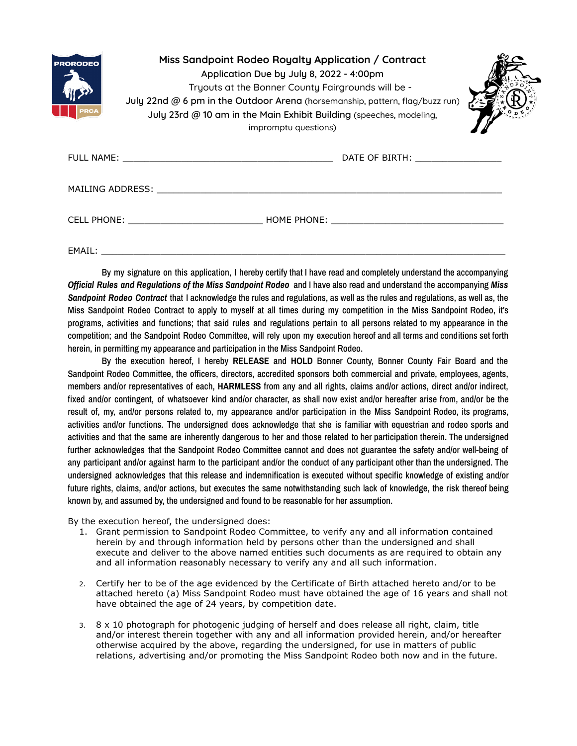# Miss Sandpoint Rodeo Royalty Application / Contract

Application Due by July 8, 2022 - 4:00pm

Tryouts at the Bonner County Fairgrounds will be -

July 22nd @ 6 pm in the Outdoor Arena (horsemanship, pattern, flag/buzz run)

July 23rd @ 10 am in the Main Exhibit Building (speeches, modeling, impromptu questions)

FULL NAME: __________________________________________ DATE OF BIRTH: _________________

MAILING ADDRESS: ____________________________________________________________________

CELL PHONE: ___________________________ HOME PHONE: ___________________________________

EMAIL: ____________________________________________________________________________________

By my signature on this application, I hereby certify that I have read and completely understand the accompanying ***Official Rules and Regulations of the Miss Sandpoint Rodeo*** and I have also read and understand the accompanying ***Miss Sandpoint Rodeo Contract*** that I acknowledge the rules and regulations, as well as the rules and regulations, as well as, the Miss Sandpoint Rodeo Contract to apply to myself at all times during my competition in the Miss Sandpoint Rodeo, it's programs, activities and functions; that said rules and regulations pertain to all persons related to my appearance in the competition; and the Sandpoint Rodeo Committee, will rely upon my execution hereof and all terms and conditions set forth herein, in permitting my appearance and participation in the Miss Sandpoint Rodeo.

By the execution hereof, I hereby **RELEASE** and **HOLD** Bonner County, Bonner County Fair Board and the Sandpoint Rodeo Committee, the officers, directors, accredited sponsors both commercial and private, employees, agents, members and/or representatives of each, **HARMLESS** from any and all rights, claims and/or actions, direct and/or indirect, fixed and/or contingent, of whatsoever kind and/or character, as shall now exist and/or hereafter arise from, and/or be the result of, my, and/or persons related to, my appearance and/or participation in the Miss Sandpoint Rodeo, its programs, activities and/or functions. The undersigned does acknowledge that she is familiar with equestrian and rodeo sports and activities and that the same are inherently dangerous to her and those related to her participation therein. The undersigned further acknowledges that the Sandpoint Rodeo Committee cannot and does not guarantee the safety and/or well-being of any participant and/or against harm to the participant and/or the conduct of any participant other than the undersigned. The undersigned acknowledges that this release and indemnification is executed without specific knowledge of existing and/or future rights, claims, and/or actions, but executes the same notwithstanding such lack of knowledge, the risk thereof being known by, and assumed by, the undersigned and found to be reasonable for her assumption.

By the execution hereof, the undersigned does:

1. Grant permission to Sandpoint Rodeo Committee, to verify any and all information contained herein by and through information held by persons other than the undersigned and shall execute and deliver to the above named entities such documents as are required to obtain any and all information reasonably necessary to verify any and all such information.

2. Certify her to be of the age evidenced by the Certificate of Birth attached hereto and/or to be attached hereto (a) Miss Sandpoint Rodeo must have obtained the age of 16 years and shall not have obtained the age of 24 years, by competition date.

3. 8 x 10 photograph for photogenic judging of herself and does release all right, claim, title and/or interest therein together with any and all information provided herein, and/or hereafter otherwise acquired by the above, regarding the undersigned, for use in matters of public relations, advertising and/or promoting the Miss Sandpoint Rodeo both now and in the future.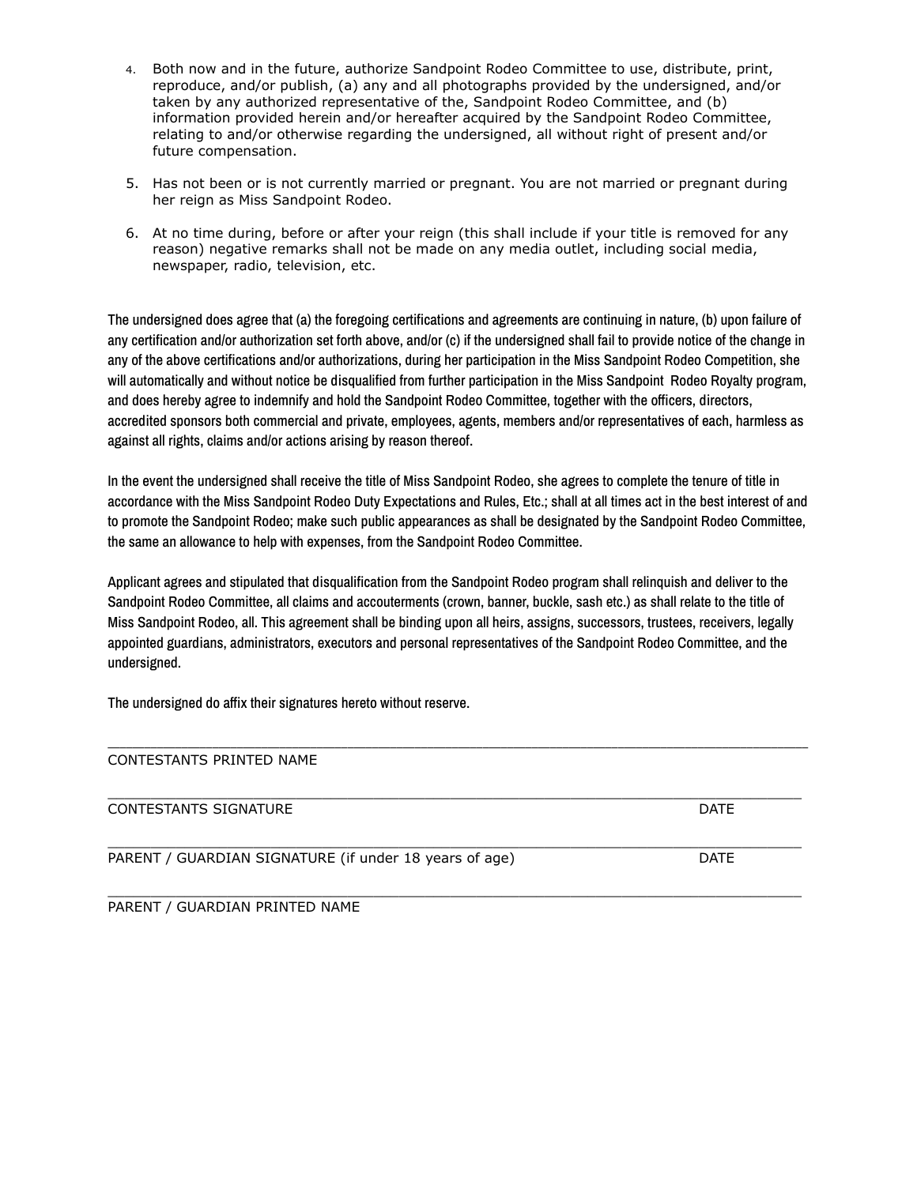4. Both now and in the future, authorize Sandpoint Rodeo Committee to use, distribute, print, reproduce, and/or publish, (a) any and all photographs provided by the undersigned, and/or taken by any authorized representative of the, Sandpoint Rodeo Committee, and (b) information provided herein and/or hereafter acquired by the Sandpoint Rodeo Committee, relating to and/or otherwise regarding the undersigned, all without right of present and/or future compensation.

5. Has not been or is not currently married or pregnant. You are not married or pregnant during her reign as Miss Sandpoint Rodeo.

6. At no time during, before or after your reign (this shall include if your title is removed for any reason) negative remarks shall not be made on any media outlet, including social media, newspaper, radio, television, etc.

The undersigned does agree that (a) the foregoing certifications and agreements are continuing in nature, (b) upon failure of any certification and/or authorization set forth above, and/or (c) if the undersigned shall fail to provide notice of the change in any of the above certifications and/or authorizations, during her participation in the Miss Sandpoint Rodeo Competition, she will automatically and without notice be disqualified from further participation in the Miss Sandpoint Rodeo Royalty program, and does hereby agree to indemnify and hold the Sandpoint Rodeo Committee, together with the officers, directors, accredited sponsors both commercial and private, employees, agents, members and/or representatives of each, harmless as against all rights, claims and/or actions arising by reason thereof.

In the event the undersigned shall receive the title of Miss Sandpoint Rodeo, she agrees to complete the tenure of title in accordance with the Miss Sandpoint Rodeo Duty Expectations and Rules, Etc.; shall at all times act in the best interest of and to promote the Sandpoint Rodeo; make such public appearances as shall be designated by the Sandpoint Rodeo Committee, the same an allowance to help with expenses, from the Sandpoint Rodeo Committee.

Applicant agrees and stipulated that disqualification from the Sandpoint Rodeo program shall relinquish and deliver to the Sandpoint Rodeo Committee, all claims and accouterments (crown, banner, buckle, sash etc.) as shall relate to the title of Miss Sandpoint Rodeo, all. This agreement shall be binding upon all heirs, assigns, successors, trustees, receivers, legally appointed guardians, administrators, executors and personal representatives of the Sandpoint Rodeo Committee, and the undersigned.

The undersigned do affix their signatures hereto without reserve.

______________________________________________________________________________

CONTESTANTS PRINTED NAME

______________________________________________________________________________

CONTESTANTS SIGNATURE DATE

______________________________________________________________________________

PARENT / GUARDIAN SIGNATURE (if under 18 years of age) DATE

______________________________________________________________________________

PARENT / GUARDIAN PRINTED NAME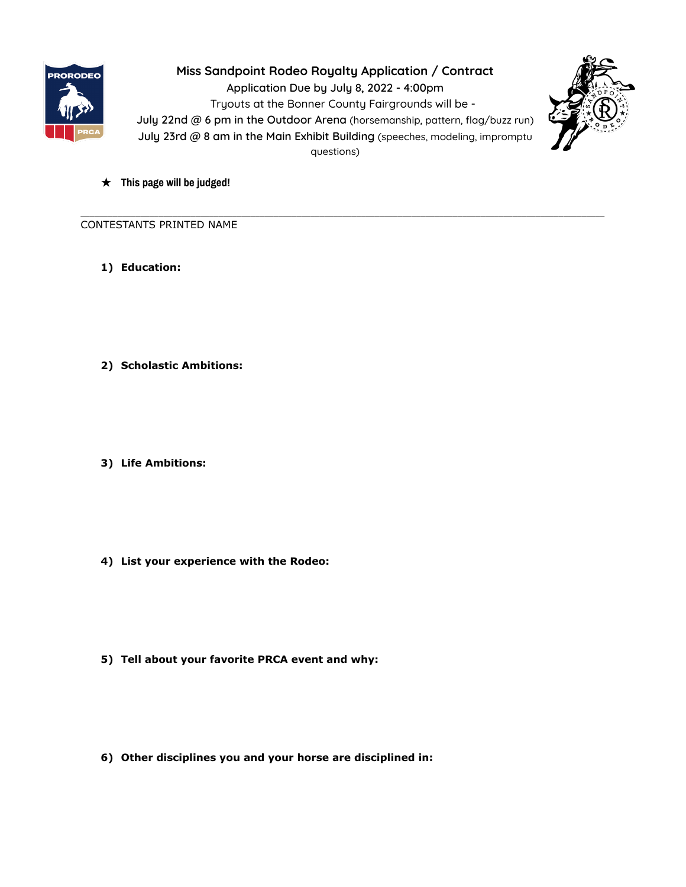# Miss Sandpoint Rodeo Royalty Application / Contract

Application Due by July 8, 2022 - 4:00pm

Tryouts at the Bonner County Fairgrounds will be -

July 22nd @ 6 pm in the Outdoor Arena (horsemanship, pattern, flag/buzz run)

July 23rd @ 8 am in the Main Exhibit Building (speeches, modeling, impromptu questions)

★ **This page will be judged!**

\_\_\_\_\_\_\_\_\_\_\_\_\_\_\_\_\_\_\_\_\_\_\_\_\_\_\_\_\_\_\_\_\_\_\_\_\_\_\_\_\_\_\_\_\_\_\_\_\_\_\_\_\_\_\_\_\_\_\_\_\_\_\_\_\_\_\_\_\_\_\_\_\_\_\_\_\_\_

CONTESTANTS PRINTED NAME

1) **Education:**

2) **Scholastic Ambitions:**

3) **Life Ambitions:**

4) **List your experience with the Rodeo:**

5) **Tell about your favorite PRCA event and why:**

6) **Other disciplines you and your horse are disciplined in:**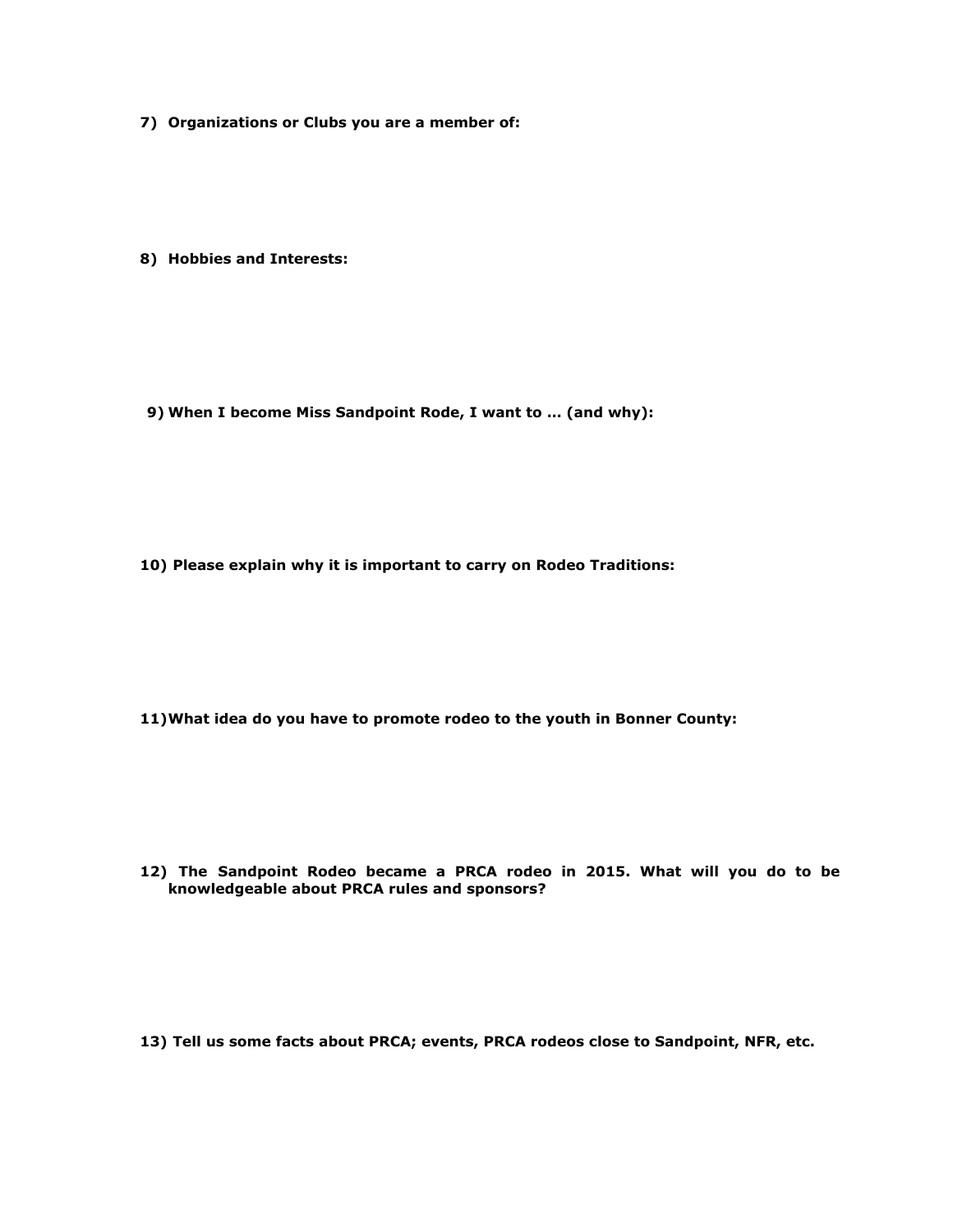**7) Organizations or Clubs you are a member of:**

**8) Hobbies and Interests:**

**9) When I become Miss Sandpoint Rode, I want to … (and why):**

**10) Please explain why it is important to carry on Rodeo Traditions:**

**11) What idea do you have to promote rodeo to the youth in Bonner County:**

**12) The Sandpoint Rodeo became a PRCA rodeo in 2015. What will you do to be knowledgeable about PRCA rules and sponsors?**

**13) Tell us some facts about PRCA; events, PRCA rodeos close to Sandpoint, NFR, etc.**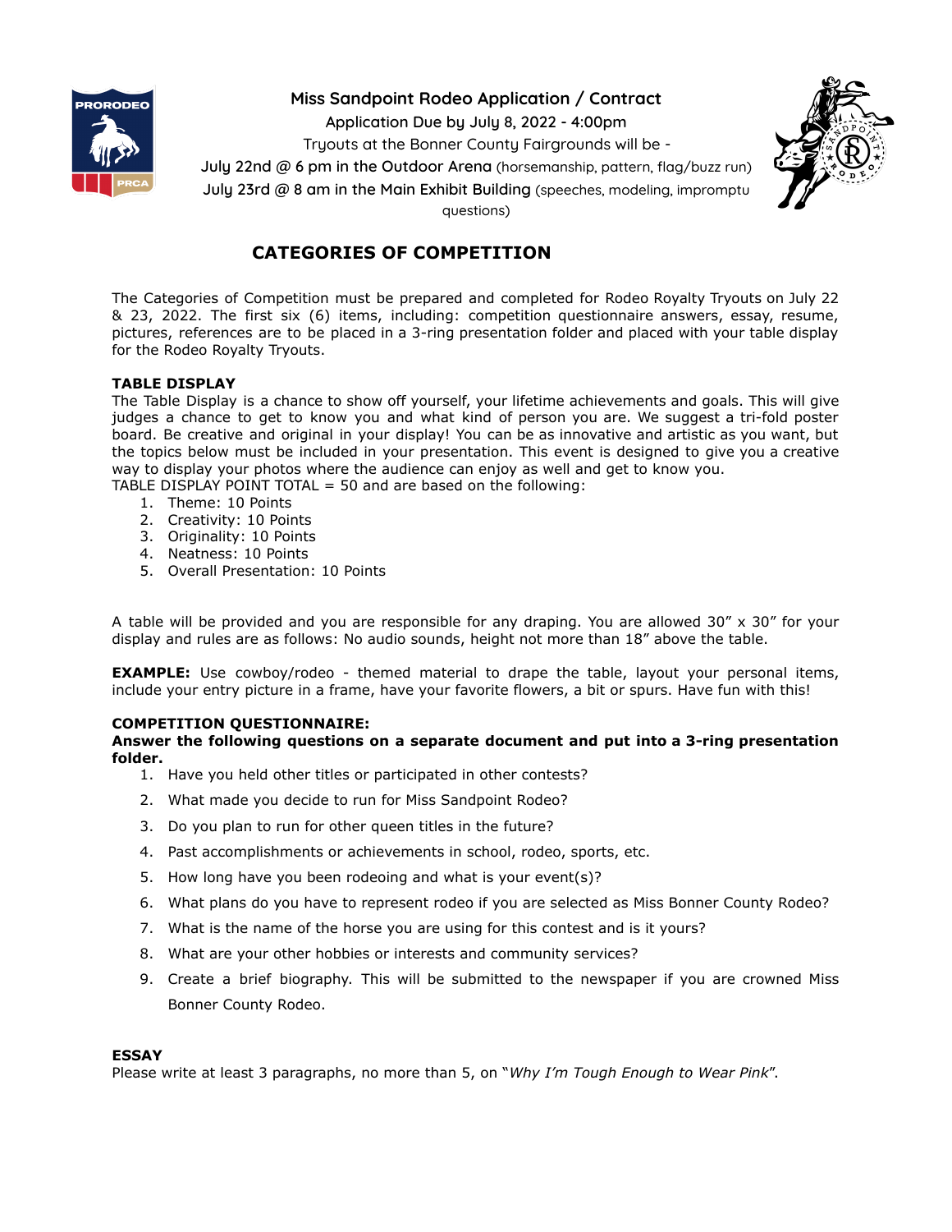Miss Sandpoint Rodeo Application / Contract

Application Due by July 8, 2022 - 4:00pm

Tryouts at the Bonner County Fairgrounds will be -

July 22nd @ 6 pm in the Outdoor Arena (horsemanship, pattern, flag/buzz run)

July 23rd @ 8 am in the Main Exhibit Building (speeches, modeling, impromptu questions)

## CATEGORIES OF COMPETITION

The Categories of Competition must be prepared and completed for Rodeo Royalty Tryouts on July 22 & 23, 2022. The first six (6) items, including: competition questionnaire answers, essay, resume, pictures, references are to be placed in a 3-ring presentation folder and placed with your table display for the Rodeo Royalty Tryouts.

**TABLE DISPLAY**

The Table Display is a chance to show off yourself, your lifetime achievements and goals. This will give judges a chance to get to know you and what kind of person you are. We suggest a tri-fold poster board. Be creative and original in your display! You can be as innovative and artistic as you want, but the topics below must be included in your presentation. This event is designed to give you a creative way to display your photos where the audience can enjoy as well and get to know you.

TABLE DISPLAY POINT TOTAL = 50 and are based on the following:

1. Theme: 10 Points
2. Creativity: 10 Points
3. Originality: 10 Points
4. Neatness: 10 Points
5. Overall Presentation: 10 Points

A table will be provided and you are responsible for any draping. You are allowed 30" x 30" for your display and rules are as follows: No audio sounds, height not more than 18" above the table.

**EXAMPLE:** Use cowboy/rodeo - themed material to drape the table, layout your personal items, include your entry picture in a frame, have your favorite flowers, a bit or spurs. Have fun with this!

**COMPETITION QUESTIONNAIRE:**

**Answer the following questions on a separate document and put into a 3-ring presentation folder.**

1. Have you held other titles or participated in other contests?
2. What made you decide to run for Miss Sandpoint Rodeo?
3. Do you plan to run for other queen titles in the future?
4. Past accomplishments or achievements in school, rodeo, sports, etc.
5. How long have you been rodeoing and what is your event(s)?
6. What plans do you have to represent rodeo if you are selected as Miss Bonner County Rodeo?
7. What is the name of the horse you are using for this contest and is it yours?
8. What are your other hobbies or interests and community services?
9. Create a brief biography. This will be submitted to the newspaper if you are crowned Miss Bonner County Rodeo.

**ESSAY**

Please write at least 3 paragraphs, no more than 5, on "*Why I'm Tough Enough to Wear Pink*".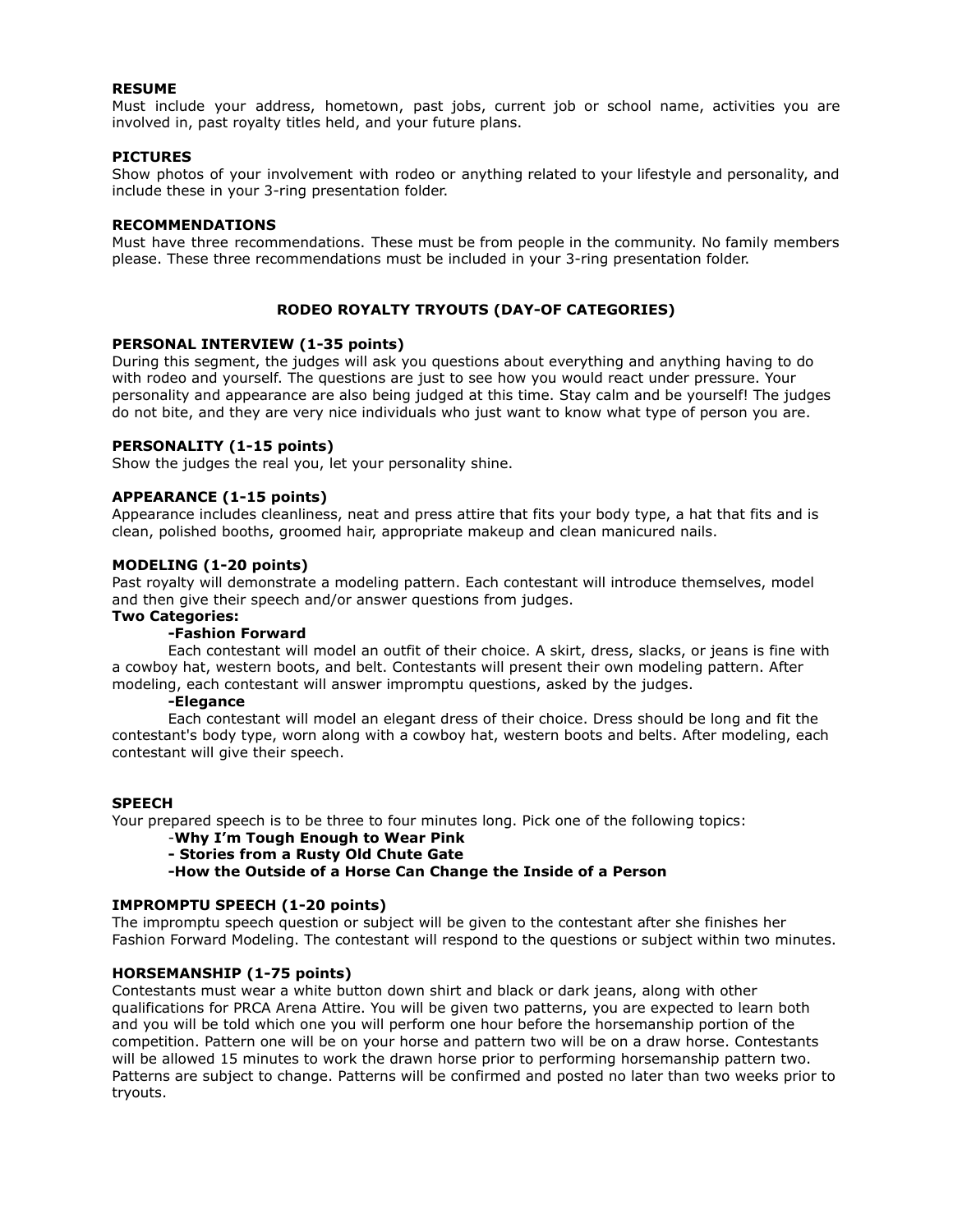**RESUME**

Must include your address, hometown, past jobs, current job or school name, activities you are involved in, past royalty titles held, and your future plans.

**PICTURES**

Show photos of your involvement with rodeo or anything related to your lifestyle and personality, and include these in your 3-ring presentation folder.

**RECOMMENDATIONS**

Must have three recommendations. These must be from people in the community. No family members please. These three recommendations must be included in your 3-ring presentation folder.

## RODEO ROYALTY TRYOUTS (DAY-OF CATEGORIES)

**PERSONAL INTERVIEW (1-35 points)**

During this segment, the judges will ask you questions about everything and anything having to do with rodeo and yourself. The questions are just to see how you would react under pressure. Your personality and appearance are also being judged at this time. Stay calm and be yourself! The judges do not bite, and they are very nice individuals who just want to know what type of person you are.

**PERSONALITY (1-15 points)**

Show the judges the real you, let your personality shine.

**APPEARANCE (1-15 points)**

Appearance includes cleanliness, neat and press attire that fits your body type, a hat that fits and is clean, polished booths, groomed hair, appropriate makeup and clean manicured nails.

**MODELING (1-20 points)**

Past royalty will demonstrate a modeling pattern. Each contestant will introduce themselves, model and then give their speech and/or answer questions from judges.

**Two Categories:**

**-Fashion Forward**

Each contestant will model an outfit of their choice. A skirt, dress, slacks, or jeans is fine with a cowboy hat, western boots, and belt. Contestants will present their own modeling pattern. After modeling, each contestant will answer impromptu questions, asked by the judges.

**-Elegance**

Each contestant will model an elegant dress of their choice. Dress should be long and fit the contestant's body type, worn along with a cowboy hat, western boots and belts. After modeling, each contestant will give their speech.

**SPEECH**

Your prepared speech is to be three to four minutes long. Pick one of the following topics:

- **Why I'm Tough Enough to Wear Pink**
- **Stories from a Rusty Old Chute Gate**
- **How the Outside of a Horse Can Change the Inside of a Person**

**IMPROMPTU SPEECH (1-20 points)**

The impromptu speech question or subject will be given to the contestant after she finishes her Fashion Forward Modeling. The contestant will respond to the questions or subject within two minutes.

**HORSEMANSHIP (1-75 points)**

Contestants must wear a white button down shirt and black or dark jeans, along with other qualifications for PRCA Arena Attire. You will be given two patterns, you are expected to learn both and you will be told which one you will perform one hour before the horsemanship portion of the competition. Pattern one will be on your horse and pattern two will be on a draw horse. Contestants will be allowed 15 minutes to work the drawn horse prior to performing horsemanship pattern two. Patterns are subject to change. Patterns will be confirmed and posted no later than two weeks prior to tryouts.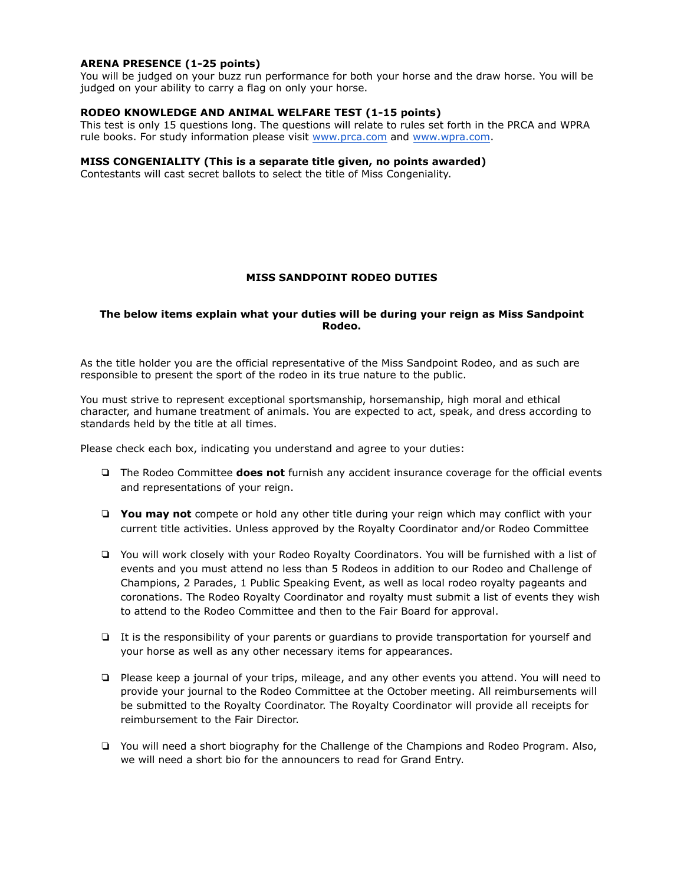**ARENA PRESENCE (1-25 points)**
You will be judged on your buzz run performance for both your horse and the draw horse. You will be judged on your ability to carry a flag on only your horse.

**RODEO KNOWLEDGE AND ANIMAL WELFARE TEST (1-15 points)**
This test is only 15 questions long. The questions will relate to rules set forth in the PRCA and WPRA rule books. For study information please visit [www.prca.com](http://www.prca.com) and [www.wpra.com](http://www.wpra.com).

**MISS CONGENIALITY (This is a separate title given, no points awarded)**
Contestants will cast secret ballots to select the title of Miss Congeniality.

## MISS SANDPOINT RODEO DUTIES

**The below items explain what your duties will be during your reign as Miss Sandpoint Rodeo.**

As the title holder you are the official representative of the Miss Sandpoint Rodeo, and as such are responsible to present the sport of the rodeo in its true nature to the public.

You must strive to represent exceptional sportsmanship, horsemanship, high moral and ethical character, and humane treatment of animals. You are expected to act, speak, and dress according to standards held by the title at all times.

Please check each box, indicating you understand and agree to your duties:

- ❑ The Rodeo Committee **does not** furnish any accident insurance coverage for the official events and representations of your reign.
- ❑ **You may not** compete or hold any other title during your reign which may conflict with your current title activities. Unless approved by the Royalty Coordinator and/or Rodeo Committee
- ❑ You will work closely with your Rodeo Royalty Coordinators. You will be furnished with a list of events and you must attend no less than 5 Rodeos in addition to our Rodeo and Challenge of Champions, 2 Parades, 1 Public Speaking Event, as well as local rodeo royalty pageants and coronations. The Rodeo Royalty Coordinator and royalty must submit a list of events they wish to attend to the Rodeo Committee and then to the Fair Board for approval.
- ❑ It is the responsibility of your parents or guardians to provide transportation for yourself and your horse as well as any other necessary items for appearances.
- ❑ Please keep a journal of your trips, mileage, and any other events you attend. You will need to provide your journal to the Rodeo Committee at the October meeting. All reimbursements will be submitted to the Royalty Coordinator. The Royalty Coordinator will provide all receipts for reimbursement to the Fair Director.
- ❑ You will need a short biography for the Challenge of the Champions and Rodeo Program. Also, we will need a short bio for the announcers to read for Grand Entry.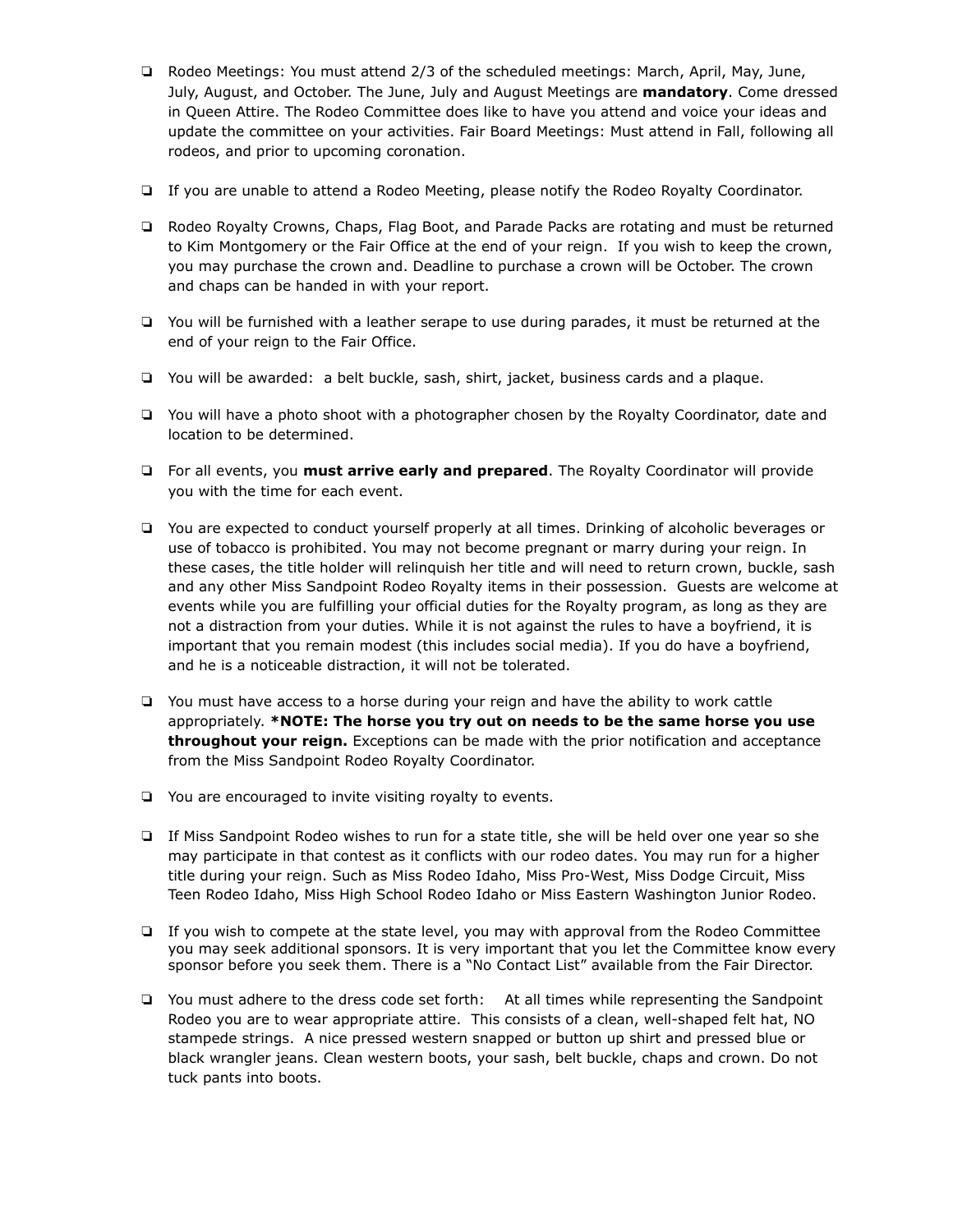- ❏ Rodeo Meetings: You must attend 2/3 of the scheduled meetings: March, April, May, June, July, August, and October. The June, July and August Meetings are **mandatory**. Come dressed in Queen Attire. The Rodeo Committee does like to have you attend and voice your ideas and update the committee on your activities. Fair Board Meetings: Must attend in Fall, following all rodeos, and prior to upcoming coronation.

- ❏ If you are unable to attend a Rodeo Meeting, please notify the Rodeo Royalty Coordinator.

- ❏ Rodeo Royalty Crowns, Chaps, Flag Boot, and Parade Packs are rotating and must be returned to Kim Montgomery or the Fair Office at the end of your reign. If you wish to keep the crown, you may purchase the crown and. Deadline to purchase a crown will be October. The crown and chaps can be handed in with your report.

- ❏ You will be furnished with a leather serape to use during parades, it must be returned at the end of your reign to the Fair Office.

- ❏ You will be awarded: a belt buckle, sash, shirt, jacket, business cards and a plaque.

- ❏ You will have a photo shoot with a photographer chosen by the Royalty Coordinator, date and location to be determined.

- ❏ For all events, you **must arrive early and prepared**. The Royalty Coordinator will provide you with the time for each event.

- ❏ You are expected to conduct yourself properly at all times. Drinking of alcoholic beverages or use of tobacco is prohibited. You may not become pregnant or marry during your reign. In these cases, the title holder will relinquish her title and will need to return crown, buckle, sash and any other Miss Sandpoint Rodeo Royalty items in their possession. Guests are welcome at events while you are fulfilling your official duties for the Royalty program, as long as they are not a distraction from your duties. While it is not against the rules to have a boyfriend, it is important that you remain modest (this includes social media). If you do have a boyfriend, and he is a noticeable distraction, it will not be tolerated.

- ❏ You must have access to a horse during your reign and have the ability to work cattle appropriately. ***NOTE: The horse you try out on needs to be the same horse you use throughout your reign.** Exceptions can be made with the prior notification and acceptance from the Miss Sandpoint Rodeo Royalty Coordinator.

- ❏ You are encouraged to invite visiting royalty to events.

- ❏ If Miss Sandpoint Rodeo wishes to run for a state title, she will be held over one year so she may participate in that contest as it conflicts with our rodeo dates. You may run for a higher title during your reign. Such as Miss Rodeo Idaho, Miss Pro-West, Miss Dodge Circuit, Miss Teen Rodeo Idaho, Miss High School Rodeo Idaho or Miss Eastern Washington Junior Rodeo.

- ❏ If you wish to compete at the state level, you may with approval from the Rodeo Committee you may seek additional sponsors. It is very important that you let the Committee know every sponsor before you seek them. There is a "No Contact List" available from the Fair Director.

- ❏ You must adhere to the dress code set forth: At all times while representing the Sandpoint Rodeo you are to wear appropriate attire. This consists of a clean, well-shaped felt hat, NO stampede strings. A nice pressed western snapped or button up shirt and pressed blue or black wrangler jeans. Clean western boots, your sash, belt buckle, chaps and crown. Do not tuck pants into boots.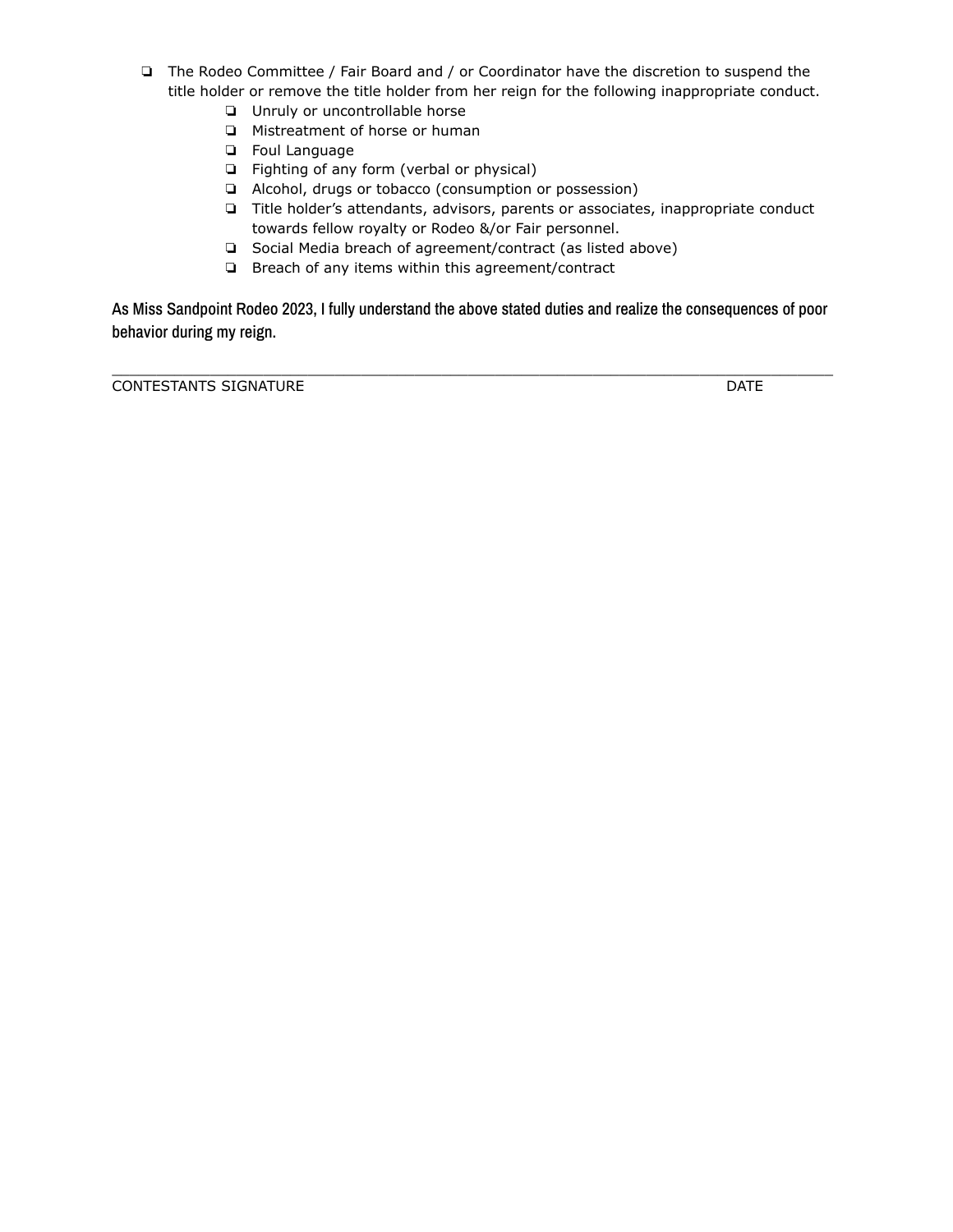- The Rodeo Committee / Fair Board and / or Coordinator have the discretion to suspend the title holder or remove the title holder from her reign for the following inappropriate conduct.
    - Unruly or uncontrollable horse
    - Mistreatment of horse or human
    - Foul Language
    - Fighting of any form (verbal or physical)
    - Alcohol, drugs or tobacco (consumption or possession)
    - Title holder's attendants, advisors, parents or associates, inappropriate conduct towards fellow royalty or Rodeo &/or Fair personnel.
    - Social Media breach of agreement/contract (as listed above)
    - Breach of any items within this agreement/contract

As Miss Sandpoint Rodeo 2023, I fully understand the above stated duties and realize the consequences of poor behavior during my reign.

_______________________________________________________________________________

CONTESTANTS SIGNATURE DATE